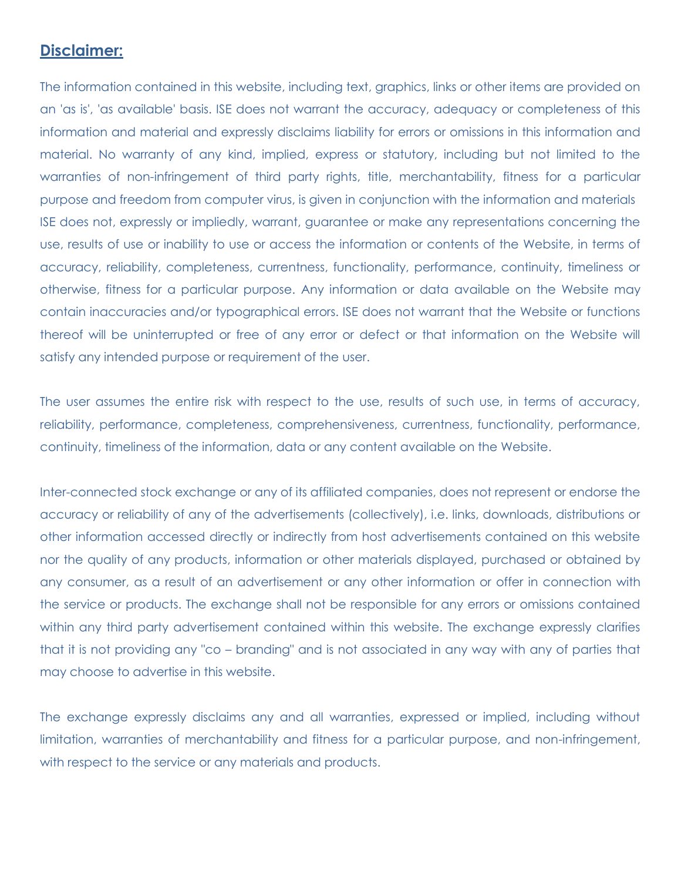## **Disclaimer:**

The information contained in this website, including text, graphics, links or other items are provided on an 'as is', 'as available' basis. ISE does not warrant the accuracy, adequacy or completeness of this information and material and expressly disclaims liability for errors or omissions in this information and material. No warranty of any kind, implied, express or statutory, including but not limited to the warranties of non-infringement of third party rights, title, merchantability, fitness for a particular purpose and freedom from computer virus, is given in conjunction with the information and materials ISE does not, expressly or impliedly, warrant, guarantee or make any representations concerning the use, results of use or inability to use or access the information or contents of the Website, in terms of accuracy, reliability, completeness, currentness, functionality, performance, continuity, timeliness or otherwise, fitness for a particular purpose. Any information or data available on the Website may contain inaccuracies and/or typographical errors. ISE does not warrant that the Website or functions thereof will be uninterrupted or free of any error or defect or that information on the Website will satisfy any intended purpose or requirement of the user.

The user assumes the entire risk with respect to the use, results of such use, in terms of accuracy, reliability, performance, completeness, comprehensiveness, currentness, functionality, performance, continuity, timeliness of the information, data or any content available on the Website.

Inter-connected stock exchange or any of its affiliated companies, does not represent or endorse the accuracy or reliability of any of the advertisements (collectively), i.e. links, downloads, distributions or other information accessed directly or indirectly from host advertisements contained on this website nor the quality of any products, information or other materials displayed, purchased or obtained by any consumer, as a result of an advertisement or any other information or offer in connection with the service or products. The exchange shall not be responsible for any errors or omissions contained within any third party advertisement contained within this website. The exchange expressly clarifies that it is not providing any "co – branding" and is not associated in any way with any of parties that may choose to advertise in this website.

The exchange expressly disclaims any and all warranties, expressed or implied, including without limitation, warranties of merchantability and fitness for a particular purpose, and non-infringement, with respect to the service or any materials and products.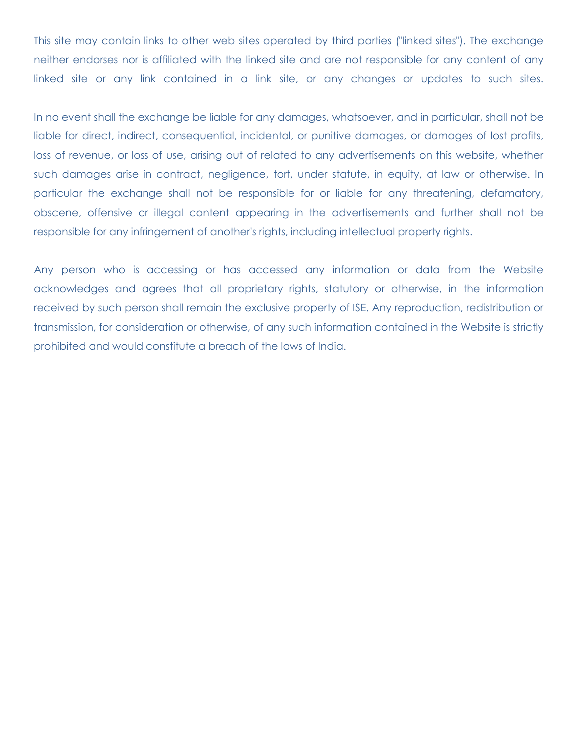This site may contain links to other web sites operated by third parties ("linked sites"). The exchange neither endorses nor is affiliated with the linked site and are not responsible for any content of any linked site or any link contained in a link site, or any changes or updates to such sites.

In no event shall the exchange be liable for any damages, whatsoever, and in particular, shall not be liable for direct, indirect, consequential, incidental, or punitive damages, or damages of lost profits, loss of revenue, or loss of use, arising out of related to any advertisements on this website, whether such damages arise in contract, negligence, tort, under statute, in equity, at law or otherwise. In particular the exchange shall not be responsible for or liable for any threatening, defamatory, obscene, offensive or illegal content appearing in the advertisements and further shall not be responsible for any infringement of another's rights, including intellectual property rights.

Any person who is accessing or has accessed any information or data from the Website acknowledges and agrees that all proprietary rights, statutory or otherwise, in the information received by such person shall remain the exclusive property of ISE. Any reproduction, redistribution or transmission, for consideration or otherwise, of any such information contained in the Website is strictly prohibited and would constitute a breach of the laws of India.